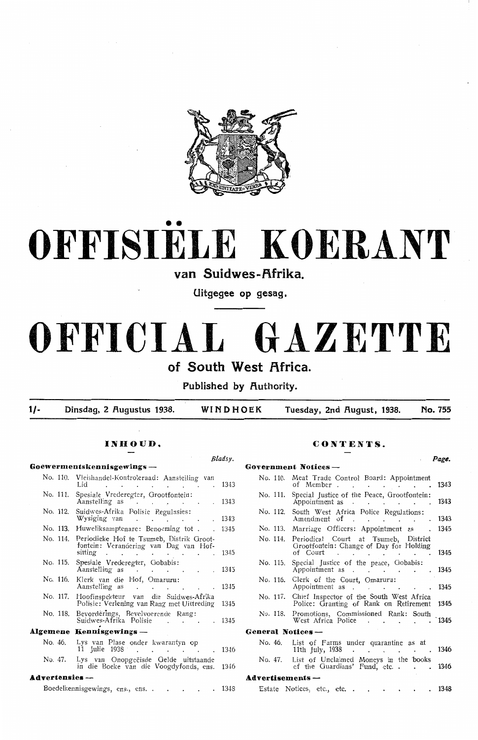# OFFISIËLE KOERANT

## van Suidwes-Afrika.

Uitgegee op gesag.

# OFFICIAL GAZETTE

## of South West Africa.

Published by Authority.

1/- Dinsdag, 2 Augustus 1938. WINDHOEK Tuesday, 2nd August, 1938. No. 755

### INHOUD.

| | | Bladsy. |
|---|---|---|
| **Goewermentskennisgewings —** | | |
| No. 110. | Vleishandel-Kontroleraad: Aanstelling van Lid | 1343 |
| No. 111. | Spesiale Vrederegter, Grootfontein: Aanstelling as | 1343 |
| No. 112. | Suidwes-Afrika Polisie Regulasies: Wysiging van | 1343 |
| No. 113. | Huweliksamptenare: Benoeming tot | 1345 |
| No. 114. | Periodieke Hof te Tsumeb, Distrik Grootfontein: Verandering van Dag van Hofsitting | 1345 |
| No. 115. | Spesiale Vrederegter, Gobabis: Aanstelling as | 1345 |
| No. 116. | Klerk van die Hof, Omaruru: Aanstelling as | 1345 |
| No. 117. | Hoofinspekteur van die Suidwes-Afrika Polisie: Verlening van Rang met Uittreding | 1345 |
| No. 118. | Bevorderings, Bevelvoerende Rang: Suidwes-Afrika Polisie | 1345 |
| **Algemene Kennisgewings —** | | |
| No. 46. | Lys van Plase onder kwarantyn op 11 Julie 1938 | 1346 |
| No. 47. | Lys van Onopgeëisde Gelde uitstaande in die Boeke van die Voogdyfonds, ens. | 1346 |
| **Advertensies —** | | |
| | Boedelkennisgewings, ens., ens. | 1348 |

### CONTENTS.

| | | Page. |
|---|---|---|
| **Government Notices —** | | |
| No. 110. | Meat Trade Control Board: Appointment of Member | 1343 |
| No. 111. | Special Justice of the Peace, Grootfontein: Appointment as | 1343 |
| No. 112. | South West Africa Police Regulations: Amendment of | 1343 |
| No. 113. | Marriage Officers: Appointment as | 1345 |
| No. 114. | Periodical Court at Tsumeb, District Grootfontein: Change of Day for Holding of Court | 1345 |
| No. 115. | Special Justice of the peace, Gobabis: Appointment as | 1345 |
| No. 116. | Clerk of the Court, Omaruru: Appointment as | 1345 |
| No. 117. | Chief Inspector of the South West Africa Police: Granting of Rank on Retirement | 1345 |
| No. 118. | Promotions, Commissioned Rank: South West Africa Police | 1345 |
| **General Notices —** | | |
| No. 46. | List of Farms under quarantine as at 11th July, 1938 | 1346 |
| No. 47. | List of Unclaimed Moneys in the books of the Guardians' Fund, etc. | 1346 |
| **Advertisements —** | | |
| | Estate Notices, etc., etc. | 1348 |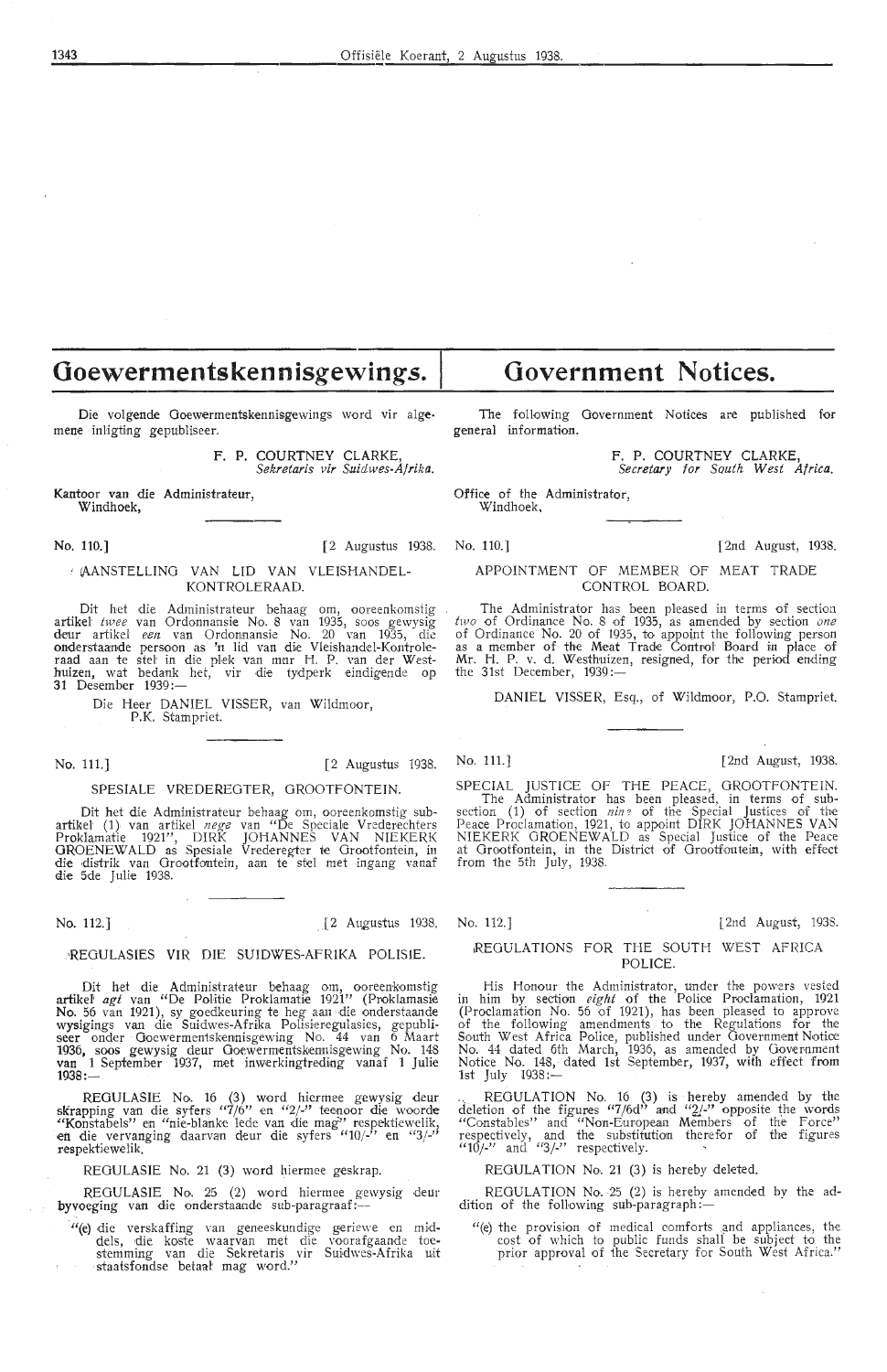# Goewermentskennisgewings.

Die volgende Goewermentskennisgewings word vir algemene inligting gepubliseer.

F. P. COURTNEY CLARKE,
*Sekretaris vir Suidwes-Afrika.*

Kantoor van die Administrateur,
Windhoek,

No. 110.] [2 Augustus 1938.

## AANSTELLING VAN LID VAN VLEISHANDEL-KONTROLERAAD.

Dit het die Administrateur behaag om, ooreenkomstig artikel *twee* van Ordonnansie No. 8 van 1935, soos gewysig deur artikel *een* van Ordonnansie No. 20 van 1935, die onderstaande persoon as 'n lid van die Vleishandel-Kontroleraad aan te stel in die plek van mnr H. P. van der Westhuizen, wat bedank het, vir die tydperk eindigende op 31 Desember 1939:—

Die Heer DANIEL VISSER, van Wildmoor, P.K. Stampriet.

No. 111.] [2 Augustus 1938.

## SPESIALE VREDEREGTER, GROOTFONTEIN.

Dit het die Administrateur behaag om, ooreenkomstig subartikel (1) van artikel *nege* van "De Speciale Vrederechters Proklamatie 1921", DIRK JOHANNES VAN NIEKERK GROENEWALD as Spesiale Vrederegter te Grootfontein, in die distrik van Grootfontein, aan te stel met ingang vanaf die 5de Julie 1938.

No. 112.] [2 Augustus 1938.

## REGULASIES VIR DIE SUIDWES-AFRIKA POLISIE.

Dit het die Administrateur behaag om, ooreenkomstig artikel *agt* van "De Politie Proklamatie 1921" (Proklamasie No. 56 van 1921), sy goedkeuring te heg aan die onderstaande wysigings van die Suidwes-Afrika Polisieregulasies, gepubliseer onder Goewermentskennisgewing No. 44 van 6 Maart 1936, soos gewysig deur Goewermentskennisgewing No. 148 van 1 September 1937, met inwerkingtreding vanaf 1 Julie 1938:—

REGULASIE No. 16 (3) word hiermee gewysig deur skrapping van die syfers "7/6" en "2/-" teenoor die woorde "Konstabels" en "nie-blanke lede van die mag" respektiewelik, en die vervanging daarvan deur die syfers "10/-" en "3/-" respektiewelik.

REGULASIE No. 21 (3) word hiermee geskrap.

REGULASIE No. 25 (2) word hiermee gewysig deur byvoeging van die onderstaande sub-paragraaf:—

"(e) die verskaffing van geneeskundige geriewe en middels, die koste waarvan met die voorafgaande toestemming van die Sekretaris vir Suidwes-Afrika uit staatsfondse betaal mag word."

# Government Notices.

The following Government Notices are published for general information.

F. P. COURTNEY CLARKE,
*Secretary for South West Africa.*

Office of the Administrator,
Windhoek,

No. 110.] [2nd August, 1938.

## APPOINTMENT OF MEMBER OF MEAT TRADE CONTROL BOARD.

The Administrator has been pleased in terms of section *two* of Ordinance No. 8 of 1935, as amended by section *one* of Ordinance No. 20 of 1935, to appoint the following person as a member of the Meat Trade Control Board in place of Mr. H. P. v. d. Westhuizen, resigned, for the period ending the 31st December, 1939:—

DANIEL VISSER, Esq., of Wildmoor, P.O. Stampriet.

No. 111.] [2nd August, 1938.

## SPECIAL JUSTICE OF THE PEACE, GROOTFONTEIN.

The Administrator has been pleased, in terms of subsection (1) of section *nine* of the Special Justices of the Peace Proclamation, 1921, to appoint DIRK JOHANNES VAN NIEKERK GROENEWALD as Special Justice of the Peace at Grootfontein, in the District of Grootfontein, with effect from the 5th July, 1938.

No. 112.] [2nd August, 1938.

## REGULATIONS FOR THE SOUTH WEST AFRICA POLICE.

His Honour the Administrator, under the powers vested in him by section *eight* of the Police Proclamation, 1921 (Proclamation No. 56 of 1921), has been pleased to approve of the following amendments to the Regulations for the South West Africa Police, published under Government Notice No. 44 dated 6th March, 1936, as amended by Government Notice No. 148, dated 1st September, 1937, with effect from 1st July 1938:—

REGULATION No. 16 (3) is hereby amended by the deletion of the figures "7/6d" and "2/-" opposite the words "Constables" and "Non-European Members of the Force" respectively, and the substitution therefor of the figures "10/-" and "3/-" respectively.

REGULATION No. 21 (3) is hereby deleted.

REGULATION No. 25 (2) is hereby amended by the addition of the following sub-paragraph:—

"(e) the provision of medical comforts and appliances, the cost of which to public funds shall be subject to the prior approval of the Secretary for South West Africa."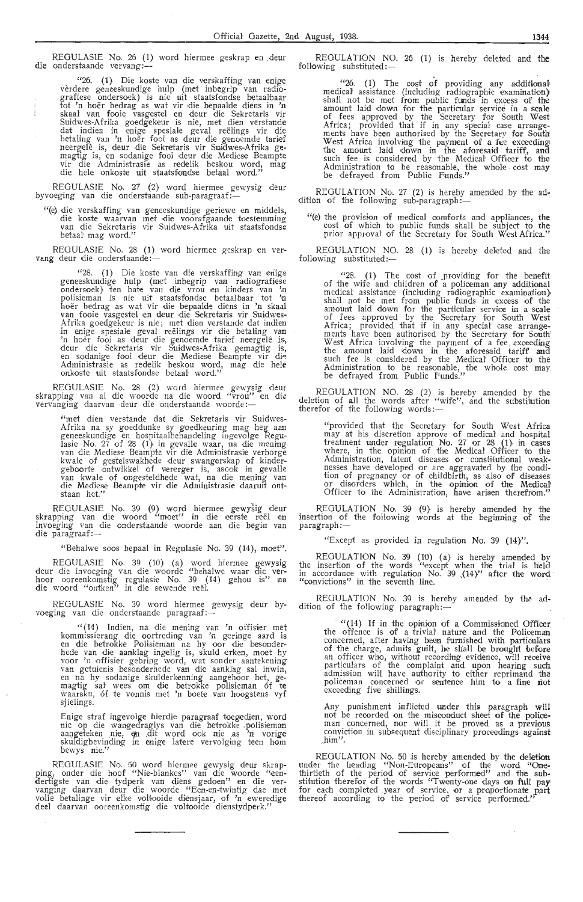REGULASIE No. 26 (1) word hiermee geskrap en deur die onderstaande vervang:—

"26. (1) Die koste van die verskaffing van enige vèrdere geneeskundige hulp (met inbegrip van radiografiese ondersoek) is nie uit staatsfondse betaalbaar tot 'n hoër bedrag as wat vir die bepaalde diens in 'n skaal van fooie vasgestel en deur die Sekretaris vir Suidwes-Afrika goedgekeur is nie, met dien verstande dat indien in enige spesiale geval reëlings vir die betaling van 'n hoër fooi as deur die genoemde tarief neergelê is, deur die Sekretaris vir Suidwes-Afrika gemagtig is, en sodanige fooi deur die Mediese Beampte vir die Administrasie as redelik beskou word, mag die hele onkoste uit staatsfondse betaal word."

REGULASIE No. 27 (2) word hiermee gewysig deur byvoeging van die onderstaande sub-paragraaf:—

"(e) die verskaffing van geneeskundige geriewe en middels, die koste waarvan met die voorafgaande toestemming van die Sekretaris vir Suidwes-Afrika uit staatsfondse betaal mag word."

REGULASIE No. 28 (1) word hiermee geskrap en vervang deur die onderstaande:—

"28. (1) Die koste van die verskaffing van enige geneeskundige hulp (met inbegrip van radiografiese ondersoek) ten bate van die vrou en kinders van 'n polisieman is nie uit staatsfondse betaalbaar tot 'n hoër bedrag as wat vir die bepaalde diens in 'n skaal van fooie vasgestel en deur die Sekretaris vir Suidwes-Afrika goedgekeur is nie; met dien verstande dat indien in enige spesiale geval reëlings vir die betaling van 'n hoër fooi as deur die genoemde tarief neergelê is, deur die Sekretaris vir Suidwes-Afrika gemagtig is, en sodanige fooi deur die Mediese Beampte vir die Administrasie as redelik beskou word, mag die hele onkoste uit staatsfondse betaal word."

REGULASIE No. 28 (2) word hiermee gewysig deur skrapping van al die woorde na die woord "vrou" en die vervanging daarvan deur die onderstaande woorde:—

"met dien verstande dat die Sekretaris vir Suidwes-Afrika na sy goeddunke sy goedkeuring mag heg aan geneeskundige en hospitaalbehandeling ingevolge Regulasie No. 27 of 28 (1) in gevalle waar, na die mening van die Mediese Beampte vir die Administrasie verborge kwale of gestelswakhede deur swangerskap of kindergeboorte ontwikkel of vererger is, asook in gevalle van kwale of ongesteldhede wat, na die mening van die Mediese Beampte vir die Administrasie daaruit ontstaan het."

REGULASIE No. 39 (9) word hiermee gewysig deur skrapping van die woord "moet" in die eerste reël en invoeging van die onderstaande woorde aan die begin van die paragraaf:—

"Behalwe soos bepaal in Regulasie No. 39 (14), moet".

REGULASIE No. 39 (10) (a) word hiermee gewysig deur die invoeging van die woorde "behalwe waar die verhoor ooreenkomstig regulasie No. 39 (14) gehou is" na die woord "ontken" in die sewende reël.

REGULASIE No. 39 word hiermee gewysig deur byvoeging van die onderstaande paragraaf:—

"(14) Indien, na die mening van 'n offisier met kommissierang die oortreding van 'n geringe aard is en die betrokke Polisieman na hy oor die besonderhede van die aanklag ingelig is, skuld erken, moet hy voor 'n offisier gebring word, wat sonder aantekening van getuienis besonderhede van die aanklag sal inwin, en na hy sodanige skulderkenning aangehoor het, gemagtig sal wees om die betrokke polisieman óf te waarsku, óf te vonnis met 'n boete van hoogstens vyf sjielings.

Enige straf ingevolge hierdie paragraaf toegedien, word nie op die wangedraglys van die betrokke polisieman aangeteken nie, en dit word ook nie as 'n vorige skuldigbevinding in enige latere vervolging teen hom bewys nie."

REGULASIE No. 50 word hiermee gewysig deur skrapping, onder die hoof "Nie-blankes" van die woorde "een-dertigste van die tydperk van diens gedoen" en die vervanging daarvan deur die woorde "Een-en-twintig dae met volle betalinge vir elke voltooide diensjaar, of 'n eweredige deel daarvan ooreenkomstig die voltooide dienstydperk."

---

REGULATION No. 26 (1) is hereby deleted and the following substituted:—

"26. (1) The cost of providing any additional medical assistance (including radiographic examination) shall not be met from public funds in excess of the amount laid down for the particular service in a scale of fees approved by the Secretary for South West Africa; provided that if in any special case arrangements have been authorised by the Secretary for South West Africa involving the payment of a fee exceeding the amount laid down in the aforesaid tariff, and such fee is considered by the Medical Officer to the Administration to be reasonable, the whole cost may be defrayed from Public Funds."

REGULATION No. 27 (2) is hereby amended by the addition of the following sub-paragraph:—

"(e) the provision of medical comforts and appliances, the cost of which to public funds shall be subject to the prior approval of the Secretary for South West Africa."

REGULATION NO. 28 (1) is hereby deleted and the following substituted:—

"28. (1) The cost of providing for the benefit of the wife and children of a policeman any additional medical assistance (including radiographic examination) shall not be met from public funds in excess of the amount laid down for the particular service in a scale of fees approved by the Secretary for South West Africa; provided that if in any special case arrangements have been authorised by the Secretary for South West Africa involving the payment of a fee exceeding the amount laid down in the aforesaid tariff and such fee is considered by the Medical Officer to the Administration to be reasonable, the whole cost may be defrayed from Public Funds."

REGULATION NO. 28 (2) is hereby amended by the deletion of all the words after "wife", and the substitution therefor of the following words:—

"provided that the Secretary for South West Africa may at his discretion approve of medical and hospital treatment under regulation No. 27 or 28 (1) in cases where, in the opinion of the Medical Officer to the Administration, latent diseases or constitutional weaknesses have developed or are aggravated by the condition of pregnancy or of childbirth, as also of diseases or disorders which, in the opinion of the Medical Officer to the Administration, have arisen therefrom."

REGULATION No. 39 (9) is hereby amended by the insertion of the following words at the beginning of the paragraph:—

"Except as provided in regulation No. 39 (14)".

REGULATION No. 39 (10) (a) is hereby amended by the insertion of the words "except when the trial is held in accordance with regulation No. 39 (14)" after the word "convictions" in the seventh line.

REGULATION No. 39 is hereby amended by the addition of the following paragraph:—

"(14) If in the opinion of a Commissioned Officer the offence is of a trivial nature and the Policeman concerned, after having been furnished with particulars of the charge, admits guilt, he shall be brought before an officer who, without recording evidence, will receive particulars of the complaint and upon hearing such admission will have authority to either reprimand the policeman concerned or sentence him to a fine not exceeding five shillings.

Any punishment inflicted under this paragraph will not be recorded on the misconduct sheet of the policeman concerned, nor will it be proved as a previous conviction in subsequent disciplinary proceedings against him".

REGULATION No. 50 is hereby amended by the deletion under the heading "Non-Europeans" of the word "One-thirtieth of the period of service performed" and the substitution therefor of the words "Twenty-one days on full pay for each completed year of service, or a proportionate part thereof according to the period of service performed."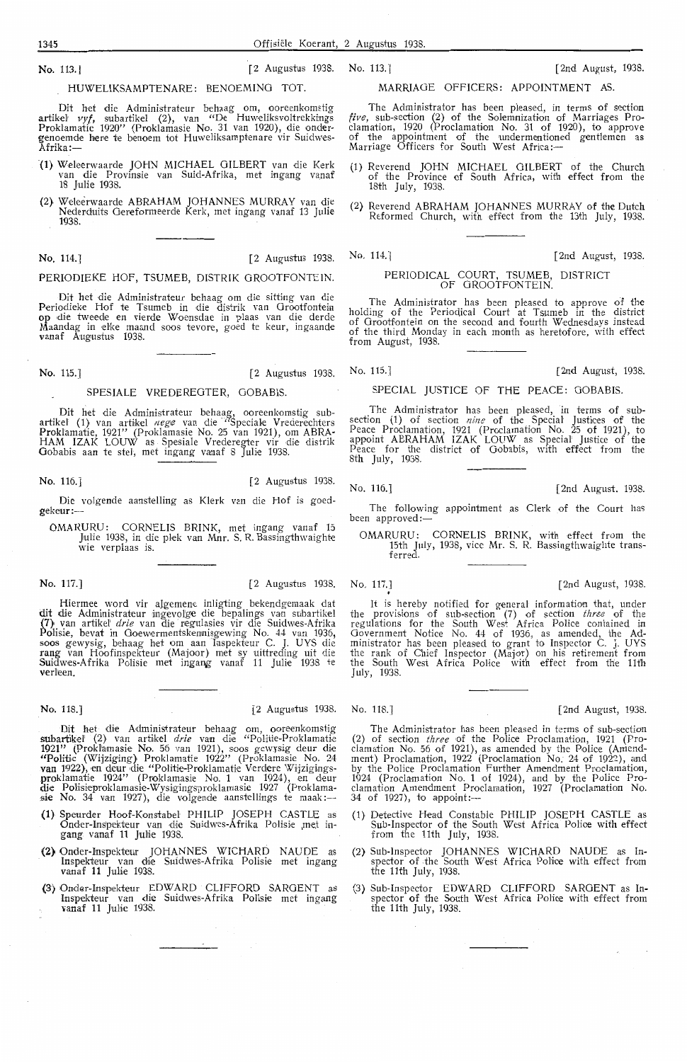No. 113.] [2 Augustus 1938.

## HUWELIKSAMPTENARE: BENOEMING TOT.

Dit het die Administrateur behaag om, ooreenkomstig artikel *vyf*, subartikel (2), van "De Huweliksvoltrekkings Proklamatie 1920" (Proklamasie No. 31 van 1920), die ondergenoemde here te benoem tot Huweliksamptenare vir Suidwes-Afrika:—

(1) Weleerwaarde JOHN MICHAEL GILBERT van die Kerk van die Provinsie van Suid-Afrika, met ingang vanaf 18 Julie 1938.

(2) Weleerwaarde ABRAHAM JOHANNES MURRAY van die Nederduits Gereformeerde Kerk, met ingang vanaf 13 Julie 1938.

No. 114.] [2 Augustus 1938.

## PERIODIEKE HOF, TSUMEB, DISTRIK GROOTFONTEIN.

Dit het die Administrateur behaag om die sitting van die Periodieke Hof te Tsumeb in die distrik van Grootfontein op die tweede en vierde Woensdae in plaas van die derde Maandag in elke maand soos tevore, goed te keur, ingaande vanaf Augustus 1938.

No. 115.] [2 Augustus 1938.

## SPESIALE VREDEREGTER, GOBABIS.

Dit het die Administrateur behaag, ooreenkomstig subartikel (1) van artikel *nege* van die "Speciale Vrederechters Proklamatie, 1921" (Proklamasie No. 25 van 1921), om ABRAHAM IZAK LOUW as Spesiale Vrederegter vir die distrik Gobabis aan te stel, met ingang vanaf 8 Julie 1938.

No. 116.] [2 Augustus 1938.

Die volgende aanstelling as Klerk van die Hof is goedgekeur:—

OMARURU: CORNELIS BRINK, met ingang vanaf 15 Julie 1938, in die plek van Mnr. S. R. Bassingthwaighte wie verplaas is.

No. 117.] [2 Augustus 1938.

Hiermee word vir algemene inligting bekendgemaak dat dit die Administrateur ingevolge die bepalings van subartikel (7) van artikel *drie* van die regulasies vir die Suidwes-Afrika Polisie, bevat in Goewermentskennisgewing No. 44 van 1936, soos gewysig, behaag het om aan Inspekteur C. J. UYS die rang van Hoofinspekteur (Majoor) met sy uittreding uit die Suidwes-Afrika Polisie met ingang vanaf 11 Julie 1938 te verleen.

No. 118.] [2 Augustus 1938.

Dit het die Administrateur behaag om, ooreenkomstig subartikel (2) van artikel *drie* van die "Politie-Proklamatie 1921" (Proklamasie No. 56 van 1921), soos gewysig deur die "Politie (Wijziging) Proklamatie 1922" (Proklamasie No. 24 van 1922), en deur die "Politie-Proklamatie Verdere Wijzigingsproklamatie 1924" (Proklamasie No. 1 van 1924), en deur die Polisieproklamasie-Wysigingsproklamasie 1927 (Proklamasie No. 34 van 1927), die volgende aanstellings te maak:—

(1) Speurder Hoof-Konstabel PHILIP JOSEPH CASTLE as Onder-Inspekteur van die Suidwes-Afrika Polisie met ingang vanaf 11 Julie 1938.

(2) Onder-Inspekteur JOHANNES WICHARD NAUDE as Inspekteur van die Suidwes-Afrika Polisie met ingang vanaf 11 Julie 1938.

(3) Onder-Inspekteur EDWARD CLIFFORD SARGENT as Inspekteur van die Suidwes-Afrika Polisie met ingang vanaf 11 Julie 1938.

No. 113.] [2nd August, 1938.

## MARRIAGE OFFICERS: APPOINTMENT AS.

The Administrator has been pleased, in terms of section *five*, sub-section (2) of the Solemnization of Marriages Proclamation, 1920 (Proclamation No. 31 of 1920), to approve of the appointment of the undermentioned gentlemen as Marriage Officers for South West Africa:—

(1) Reverend JOHN MICHAEL GILBERT of the Church of the Province of South Africa, with effect from the 18th July, 1938.

(2) Reverend ABRAHAM JOHANNES MURRAY of the Dutch Reformed Church, with effect from the 13th July, 1938.

No. 114.] [2nd August, 1938.

## PERIODICAL COURT, TSUMEB, DISTRICT OF GROOTFONTEIN.

The Administrator has been pleased to approve of the holding of the Periodical Court at Tsumeb in the district of Grootfontein on the second and fourth Wednesdays instead of the third Monday in each month as heretofore, with effect from August, 1938.

No. 115.] [2nd August, 1938.

## SPECIAL JUSTICE OF THE PEACE: GOBABIS.

The Administrator has been pleased, in terms of subsection (1) of section *nine* of the Special Justices of the Peace Proclamation, 1921 (Proclamation No. 25 of 1921), to appoint ABRAHAM IZAK LOUW as Special Justice of the Peace for the district of Gobabis, with effect from the 8th July, 1938.

No. 116.] [2nd August, 1938.

The following appointment as Clerk of the Court has been approved:—

OMARURU: CORNELIS BRINK, with effect from the 15th July, 1938, vice Mr. S. R. Bassingthwaighte transferred.

No. 117.] [2nd August, 1938.

It is hereby notified for general information that, under the provisions of sub-section (7) of section *three* of the regulations for the South West Africa Police contained in Government Notice No. 44 of 1936, as amended, the Administrator has been pleased to grant to Inspector C. J. UYS the rank of Chief Inspector (Major) on his retirement from the South West Africa Police with effect from the 11th July, 1938.

No. 118.] [2nd August, 1938.

The Administrator has been pleased in terms of sub-section (2) of section *three* of the Police Proclamation, 1921 (Proclamation No. 56 of 1921), as amended by the Police (Amendment) Proclamation, 1922 (Proclamation No. 24 of 1922), and by the Police Proclamation Further Amendment Proclamation, 1924 (Proclamation No. 1 of 1924), and by the Police Proclamation Amendment Proclamation, 1927 (Proclamation No. 34 of 1927), to appoint:—

(1) Detective Head Constable PHILIP JOSEPH CASTLE as Sub-Inspector of the South West Africa Police with effect from the 11th July, 1938.

(2) Sub-Inspector JOHANNES WICHARD NAUDE as Inspector of the South West Africa Police with effect from the 11th July, 1938.

(3) Sub-Inspector EDWARD CLIFFORD SARGENT as Inspector of the South West Africa Police with effect from the 11th July, 1938.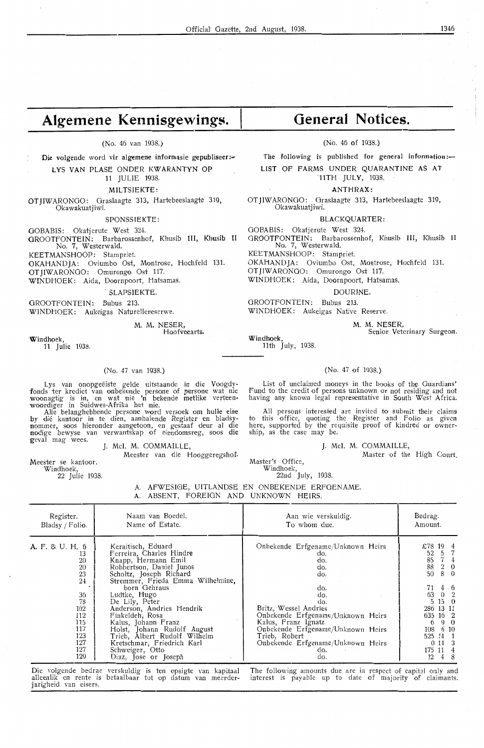# Algemene Kennisgewings.

(No. 46 van 1938.)

Die volgende word vir algemene informasie gepubliseer:—

LYS VAN PLASE ONDER KWARANTYN OP 11 JULIE 1938.

MILTSIEKTE:

OTJIWARONGO: Graslaagte 313, Hartebeeslaagte 319, Okawakuatjiwi.

SPONSSIEKTE:

GOBABIS: Okatjerute West 324.
GROOTFONTEIN: Barbarossenhof, Khusib III, Khusib II No. 7, Westerwald.
KEETMANSHOOP: Stampriet.
OKAHANDJA: Oviumbo Ost, Montrose, Hochfeld 131.
OTJIWARONGO: Omurongo Ost 117.
WINDHOEK: Aida, Doornpoort, Hatsamas.

SLAPSIEKTE.

GROOTFONTEIN: Bubus 213.
WINDHOEK: Aukeigas Naturellereserwe.

M. M. NESER,
Hoofveearts.

Windhoek,
11 Julie 1938.

# General Notices.

(No. 46 of 1938.)

The following is published for general information:—

LIST OF FARMS UNDER QUARANTINE AS AT 11TH JULY, 1938.

ANTHRAX:

OTJIWARONGO: Graslaagte 313, Hartebeeslaagte 319, Okawakuatjiwi.

BLACKQUARTER:

GOBABIS: Okatjerute West 324.
GROOTFONTEIN: Barbarossenhof, Khusib III, Khusib II No. 7, Westerwald.
KEETMANSHOOP: Stampriet.
OKAHANDJA: Oviumbo Ost, Montrose, Hochfeld 131.
OTJIWARONGO: Omurongo Ost 117.
WINDHOEK: Aida, Doornpoort, Hatsamas.

DOURINE.

GROOTFONTEIN: Bubus 213.
WINDHOEK: Aukeigas Native Reserve.

M. M. NESER,
Senior Veterinary Surgeon.

Windhoek,
11th July, 1938.

(No. 47 van 1938.)

Lys van onopgeëiste gelde uitstaande in die Voogdyfonds ter krediet van onbekende persone of persone wat nie woonagtig is in, en wat nie 'n bekende wetlike verteenwoordiger in Suidwes-Afrika het nie.

Alle belanghebbende persone word versoek om hulle eise by dié kantoor in te dien, aanhalende Register en bladsynommer, soos hieronder aangetoon, en gestaaf deur al die nodige bewyse van verwantskap of eiendomsreg, soos die geval mag wees.

J. McI. M. COMMAILLE,
Meester van die Hooggeregshof.

Meester se kantoor.
Windhoek,
22 Julie 1938.

(No. 47 of 1938.)

List of unclaimed moneys in the books of the Guardians' Fund to the credit of persons unknown or not residing and not having any known legal representative in South West Africa.

All persons interested are invited to submit their claims to this office, quoting the Register and Folio as given here, supported by the requisite proof of kindred or ownership, as the case may be.

J. McI. M. COMMAILLE,
Master of the High Court.

Master's Office,
Windhoek,
22nd July, 1938.

A. AFWESIGE, UITLANDSE EN ONBEKENDE ERFGENAME.
A. ABSENT, FOREIGN AND UNKNOWN HEIRS.

| Register. Bladsy / Folio. | Naam van Boedel. Name of Estate. | Aan wie verskuldig. To whom due. | Bedrag. Amount. |
|---|---|---|---|
| A. F. & U. H. 6 | Keraitisch, Eduard | Onbekende Erfgename/Unknown Heirs | £78 19 4 |
| 13 | Ferreira, Charles Hindre | do. | 52 5 7 |
| 20 | Knapp, Hermann Emil | do. | 85 7 4 |
| 20 | Robbertson, Daniel Junos | do. | 88 2 0 |
| 23 | Scholtz, Joseph Richard | do. | 50 8 0 |
| 24 | Stremmer, Frieda Emma Wilhelmine, born Gehraus | do. | 71 4 6 |
| 36 | Ludtke, Hugo | do. | 63 0 2 |
| 78 | De Lily, Peter | do. | 5 15 0 |
| 102 | Anderson, Andries Hendrik | Britz, Wessel Andries | 286 13 11 |
| 112 | Finkeldeh, Rosa | Onbekende Erfgename/Unknown Heirs | 635 16 2 |
| 115 | Kalus, Johann Franz | Kalus, Franz Ignatz | 6 9 0 |
| 117 | Holst, Johann Rudolf August | Onbekende Erfgename/Unknown Heirs | 108 6 10 |
| 123 | Trieb, Albert Rudolf Wilhelm | Trieb, Robert | 525 14 1 |
| 127 | Kretschmar, Friedrich Karl | Onbekende Erfgename/Unknown Heirs | 0 11 3 |
| 127 | Schweiger, Otto | do. | 175 11 4 |
| 129 | Diaz, Jose or Joseph | do. | 12 4 8 |

Die volgende bedrae verskuldig is ten opsigte van kapitaal alleenlik en rente is betaalbaar tot op datum van meerderjarigheid van eisers.

The following amounts due are in respect of capital only and interest is payable up to date of majority of claimants.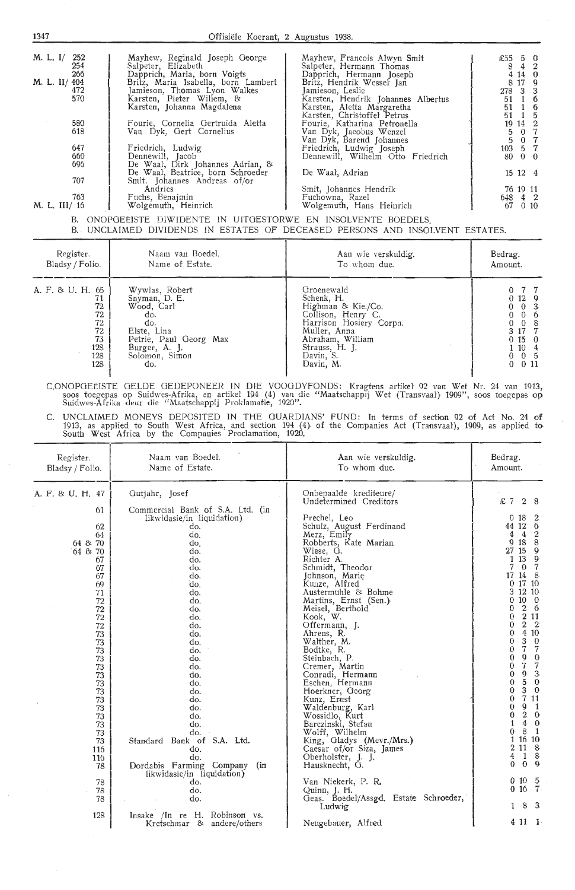| | | | |
|---|---|---|---|
| M. L. I/ 252 | Mayhew, Reginald Joseph George | Mayhew, Francois Alwyn Smit | £55 5 0 |
| 254 | Salpeter, Elizabeth | Salpeter, Hermann Thomas | 8 4 2 |
| 266 | Dapprich, Maria, born Voigts | Dapprich, Hermann Joseph | 4 14 0 |
| M. L. II/ 404 | Britz, Maria Isabella, born Lambert | Britz, Hendrik Wessel Jan | 8 17 9 |
| 472 | Jamieson, Thomas Lyon Walkes | Jamieson, Leslie | 278 3 3 |
| 570 | Karsten, Pieter Willem, & Karsten, Johanna Magdalena | Karsten, Hendrik Johannes Albertus | 51 1 6 |
| | | Karsten, Aletta Margaretha | 51 1 6 |
| | | Karsten, Christoffel Petrus | 51 1 5 |
| 580 | Fourie, Cornelia Gertruida Aletta | Fourie, Katharina Petronella | 19 14 2 |
| 618 | Van Dyk, Gert Cornelius | Van Dyk, Jacobus Wenzel | 5 0 7 |
| | | Van Dyk, Barend Johannes | 5 0 7 |
| 647 | Friedrich, Ludwig | Friedrich, Ludwig Joseph | 103 5 7 |
| 660 | Dennewill, Jacob | Dennewill, Wilhelm Otto Friedrich | 80 0 0 |
| 696 | De Waal, Dirk Johannes Adrian, & De Waal, Beatrice, born Schroeder | De Waal, Adrian | 15 12 4 |
| 707 | Smit, Johannes Andreas of/or Andries | Smit, Johannes Hendrik | 76 19 11 |
| 763 | Fuchs, Benajmin | Fuchowna, Razel | 648 4 2 |
| M. L. III/ 16 | Wolgemuth, Heinrich | Wolgemuth, Hans Heinrich | 67 0 10 |

B. ONOPGEËISTE DIWIDENTE IN UITGESTORWE EN INSOLVENTE BOEDELS.
B. UNCLAIMED DIVIDENDS IN ESTATES OF DECEASED PERSONS AND INSOLVENT ESTATES.

| Register. Bladsy / Folio. | Naam van Boedel. Name of Estate. | Aan wie verskuldig. To whom due. | Bedrag. Amount. |
|---|---|---|---|
| A. F. & U. H. 65 | Wywias, Robert | Groenewald | 0 7 7 |
| 71 | Snyman, D. E. | Schenk, H. | 0 12 9 |
| 72 | Wood, Carl | Highman & Kie./Co. | 0 0 3 |
| 72 | do. | Collison, Henry C. | 0 0 6 |
| 72 | do. | Harrison Hosiery Corpn. | 0 0 8 |
| 72 | Elste, Lina | Muller, Anna | 3 17 7 |
| 73 | Petrie, Paul Georg Max | Abraham, William | 0 15 0 |
| 128 | Burger, A. J. | Strauss, H. J. | 1 10 4 |
| 128 | Solomon, Simon | Davin, S. | 0 0 5 |
| 128 | do. | Davin, M. | 0 0 11 |

C. ONOPGEËISTE GELDE GEDEPONEER IN DIE VOOGDYFONDS: Kragtens artikel 92 van Wet Nr. 24 van 1913, soos toegepas op Suidwes-Afrika, en artikel 194 (4) van die "Maatschappij Wet (Transvaal) 1909", soos toegepas op Suidwes-Afrika deur die "Maatschappij Proklamatie, 1920".

C. UNCLAIMED MONEYS DEPOSITED IN THE GUARDIANS' FUND: In terms of section 92 of Act No. 24 of 1913, as applied to South West Africa, and section 194 (4) of the Companies Act (Transvaal), 1909, as applied to South West Africa by the Companies Proclamation, 1920.

| Register. Bladsy / Folio. | Naam van Boedel. Name of Estate. | Aan wie verskuldig. To whom due. | Bedrag. Amount. |
|---|---|---|---|
| A. F. & U. H. 47 | Gutjahr, Josef | Onbepaalde krediteure/ Undetermined Creditors | £ 7 2 8 |
| 61 | Commercial Bank of S.A. Ltd. (in likwidasie/in liquidation) | Prechel, Leo | 0 18 2 |
| 62 | do. | Schulz, August Ferdinand | 44 12 6 |
| 64 | do. | Merz, Emily | 4 4 2 |
| 64 & 70 | do. | Robberts, Kate Marian | 9 18 8 |
| 64 & 70 | do. | Wiese, G. | 27 15 9 |
| 67 | do. | Richter A. | 1 13 9 |
| 67 | do. | Schmidt, Theodor | 7 0 7 |
| 67 | do. | Johnson, Marie | 17 14 8 |
| 69 | do. | Kunze, Alfred | 0 17 10 |
| 71 | do. | Austermuhle & Bohme | 3 12 10 |
| 72 | do. | Martins, Ernst (Sen.) | 0 10 0 |
| 72 | do. | Meisel, Berthold | 0 2 6 |
| 72 | do. | Kook, W. | 0 2 11 |
| 72 | do. | Offermann, J. | 0 2 2 |
| 73 | do. | Ahrens, R. | 0 4 10 |
| 73 | do. | Walther, M. | 0 3 0 |
| 73 | do. | Bodtke, R. | 0 7 7 |
| 73 | do. | Steinbach, P. | 0 9 0 |
| 73 | do. | Cremer, Martin | 0 7 7 |
| 73 | do. | Conradi, Hermann | 0 9 3 |
| 73 | do. | Eschen, Hermann | 0 5 0 |
| 73 | do. | Hoerkner, Georg | 0 3 0 |
| 73 | do. | Kunz, Ernst | 0 7 11 |
| 73 | do. | Waldenburg, Karl | 0 9 1 |
| 73 | do. | Wossidlo, Kurt | 0 2 0 |
| 73 | do. | Barczinski, Stefan | 1 4 0 |
| 73 | do. | Wolff, Wilhelm | 0 8 1 |
| 73 | Standard Bank of S.A. Ltd. | King, Gladys (Mevr./Mrs.) | 1 16 10 |
| 116 | do. | Caesar of/or Siza, James | 2 11 8 |
| 116 | do. | Oberholster, J. J. | 4 1 8 |
| 78 | Dordabis Farming Company (in likwidasie/in liquidation) | Hausknecht, G. | 0 0 9 |
| 78 | do. | Van Niekerk, P. R. | 0 10 5 |
| 78 | do. | Quinn, J. H. | 0 16 7 |
| 78 | do. | Geas. Boedel/Assgd. Estate Schroeder, Ludwig | 1 8 3 |
| 128 | Insake /In re H. Robinson vs. Kretschmar & andere/others | Neugebauer, Alfred | 4 11 1 |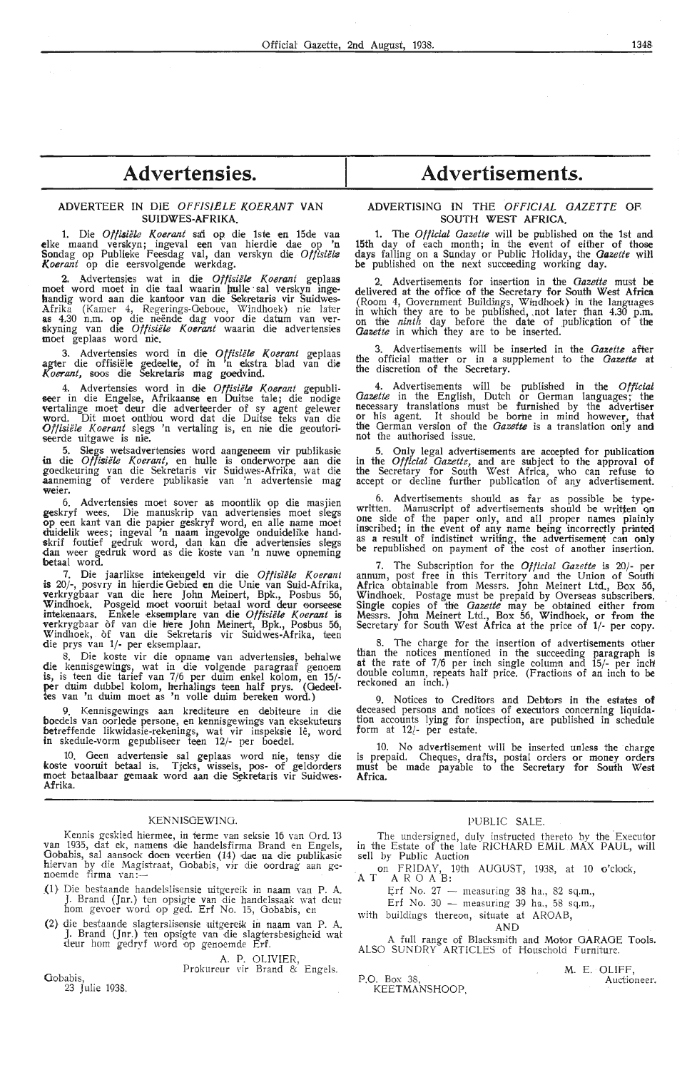# Advertensies.

## ADVERTEER IN DIE *OFFISIËLE KOERANT* VAN SUIDWES-AFRIKA.

1. Die *Offisiële Koerant* sal op die 1ste en 15de van elke maand verskyn; ingeval een van hierdie dae op 'n Sondag op Publieke Feesdag val, dan verskyn die *Offisiële Koerant* op die eersvolgende werkdag.

2. Advertensies wat in die *Offisiële Koerant* geplaas moet word moet in die taal waarin hulle sal verskyn ingehandig word aan die kantoor van die Sekretaris vir Suidwes-Afrika (Kamer 4, Regerings-Geboue, Windhoek) nie later as 4.30 n.m. op die neënde dag voor die datum van verskyning van die *Offisiële Koerant* waarin die advertensies moet geplaas word nie.

3. Advertensies word in die *Offisiële Koerant* geplaas agter die offisiële gedeelte, of in 'n ekstra blad van die *Koerant*, soos die Sekretaris mag goedvind.

4. Advertensies word in die *Offisiële Koerant* gepubliseer in die Engelse, Afrikaanse en Duitse tale; die nodige vertalinge moet deur die adverteerder of sy agent gelewer word. Dit moet onthou word dat die Duitse teks van die *Offisiële Koerant* slegs 'n vertaling is, en nie die geoutoriseerde uitgawe is nie.

5. Slegs wetsadvertensies word aangeneem vir publikasie in die *Offisiële Koerant*, en hulle is onderworpe aan die goedkeuring van die Sekretaris vir Suidwes-Afrika, wat die aanneming of verdere publikasie van 'n advertensie mag weier.

6. Advertensies moet sover as moontlik op die masjien geskryf wees. Die manuskrip van advertensies moet slegs op een kant van die papier geskryf word, en alle name moet duidelik wees; ingeval 'n naam ingevolge onduidelike handskrif foutief gedruk word, dan kan die advertensies slegs dan weer gedruk word as die koste van 'n nuwe opneming betaal word.

7. Die jaarlikse intekengeld vir die *Offisiële Koerant* is 20/-, posvry in hierdie Gebied en die Unie van Suid-Afrika, verkrygbaar van die here John Meinert, Bpk., Posbus 56, Windhoek. Posgeld moet vooruit betaal word deur oorseese intekenaars. Enkele eksemplare van die *Offisiële Koerant* is verkrygbaar òf van die here John Meinert, Bpk., Posbus 56, Windhoek, òf van die Sekretaris vir Suidwes-Afrika, teen die prys van 1/- per eksemplaar.

8. Die koste vir die opname van advertensies, behalwe die kennisgewings, wat in die volgende paragraaf genoem is, is teen die tarief van 7/6 per duim enkel kolom, en 15/- per duim dubbel kolom, herhalings teen half prys. (Gedeeltes van 'n duim moet as 'n volle duim bereken word.)

9. Kennisgewings aan krediteure en debiteure in die boedels van oorlede persone, en kennisgewings van eksekuteurs betreffende likwidasie-rekenings, wat vir inspeksie lê, word in skedule-vorm gepubliseer teen 12/- per boedel.

10. Geen advertensie sal geplaas word nie, tensy die koste vooruit betaal is. Tjeks, wissels, pos- of geldorders moet betaalbaar gemaak word aan die Sekretaris vir Suidwes-Afrika.

# Advertisements.

## ADVERTISING IN THE *OFFICIAL GAZETTE* OF SOUTH WEST AFRICA.

1. The *Official Gazette* will be published on the 1st and 15th day of each month; in the event of either of those days falling on a Sunday or Public Holiday, the *Gazette* will be published on the next succeeding working day.

2. Advertisements for insertion in the *Gazette* must be delivered at the office of the Secretary for South West Africa (Room 4, Government Buildings, Windhoek) in the languages in which they are to be published, not later than 4.30 p.m. on the *ninth* day before the date of publication of the *Gazette* in which they are to be inserted.

3. Advertisements will be inserted in the *Gazette* after the official matter or in a supplement to the *Gazette* at the discretion of the Secretary.

4. Advertisements will be published in the *Official Gazette* in the English, Dutch or German languages; the necessary translations must be furnished by the advertiser or his agent. It should be borne in mind however, that the German version of the *Gazette* is a translation only and not the authorised issue.

5. Only legal advertisements are accepted for publication in the *Official Gazette*, and are subject to the approval of the Secretary for South West Africa, who can refuse to accept or decline further publication of any advertisement.

6. Advertisements should as far as possible be typewritten. Manuscript of advertisements should be written on one side of the paper only, and all proper names plainly inscribed; in the event of any name being incorrectly printed as a result of indistinct writing, the advertisement can only be republished on payment of the cost of another insertion.

7. The Subscription for the *Official Gazette* is 20/- per annum, post free in this Territory and the Union of South Africa obtainable from Messrs. John Meinert Ltd., Box 56, Windhoek. Postage must be prepaid by Overseas subscribers. Single copies of the *Gazette* may be obtained either from Messrs. John Meinert Ltd., Box 56, Windhoek, or from the Secretary for South West Africa at the price of 1/- per copy.

8. The charge for the insertion of advertisements other than the notices mentioned in the succeeding paragraph is at the rate of 7/6 per inch single column and 15/- per inch double column, repeats half price. (Fractions of an inch to be reckoned an inch.)

9. Notices to Creditors and Debtors in the estates of deceased persons and notices of executors concerning liquidation accounts lying for inspection, are published in schedule form at 12/- per estate.

10. No advertisement will be inserted unless the charge is prepaid. Cheques, drafts, postal orders or money orders must be made payable to the Secretary for South West Africa.

---

### KENNISGEWING.

Kennis geskied hiermee, in terme van seksie 16 van Ord. 13 van 1935, dat ek, namens die handelsfirma Brand en Engels, Gobabis, sal aansoek doen veertien (14) dae na die publikasie hiervan by die Magistraat, Gobabis, vir die oordrag aan genoemde firma van:—

(1) Die bestaande handelslisensie uitgereik in naam van P. A. J. Brand (Jnr.) ten opsigte van die handelssaak wat deur hom gevoer word op ged. Erf No. 15, Gobabis, en

(2) die bestaande slagterslisensie uitgereik in naam van P. A. J. Brand (Jnr.) ten opsigte van die slagtersbesigheid wat deur hom gedryf word op genoemde Erf.

A. P. OLIVIER,
Prokureur vir Brand & Engels.

Gobabis,
23 Julie 1938.

### PUBLIC SALE.

The undersigned, duly instructed thereto by the Executor in the Estate of the late RICHARD EMIL MAX PAUL, will sell by Public Auction

on FRIDAY, 19th AUGUST, 1938, at 10 o'clock,
AT AROAB:

Erf No. 27 — measuring 38 ha., 82 sq.m.,
Erf No. 30 — measuring 39 ha., 58 sq.m.,

with buildings thereon, situate at AROAB,

AND

A full range of Blacksmith and Motor GARAGE Tools. ALSO SUNDRY ARTICLES of Household Furniture.

M. E. OLIFF,
Auctioneer.

P.O. Box 38,
KEETMANSHOOP.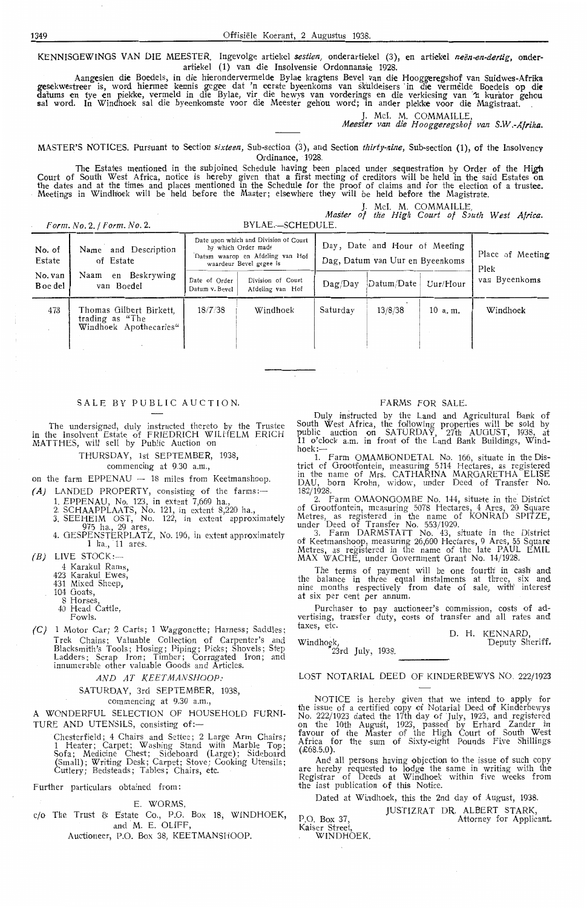KENNISGEWINGS VAN DIE MEESTER. Ingevolge artiekel *sestien*, onderartiekel (3), en artiekel *neën-en-dertig*, onderartiekel (1) van die Insolvensie Ordonnansie 1928.

Aangesien die Boedels, in die hierondervermelde Bylae kragtens Bevel van die Hooggeregshof van Suidwes-Afrika gesekwestreer is, word hiermee kennis gegee dat 'n eerste byeenkoms van skuldeisers in die vermelde Boedels op die datums en tye en piekke, vermeld in die Bylae, vir die bewys van vorderings en die verkiesing van 'n kurator gehou sal word. In Windhoek sal die byeenkomste voor die Meester gehou word; in ander plekke voor die Magistraat.

J. McI. M. COMMAILLE,
*Meester van die Hooggeregshof van S.W.-Afrika.*

MASTER'S NOTICES. Pursuant to Section *sixteen*, Sub-section (3), and Section *thirty-nine*, Sub-section (1), of the Insolvency Ordinance, 1928.

The Estates mentioned in the subjoined Schedule having been placed under sequestration by Order of the High Court of South West Africa, notice is hereby given that a first meeting of creditors will be held in the said Estates on the dates and at the times and places mentioned in the Schedule for the proof of claims and for the election of a trustee. Meetings in Windhoek will be held before the Master; elsewhere they will be held before the Magistrate.

J. McI. M. COMMAILLE,
*Master of the High Court of South West Africa.*

*Form. No. 2. / Form. No. 2.* BYLAE.—SCHEDULE.

| No. of Estate / No. van Boedel | Name and Description of Estate / Naam en Beskrywing van Boedel | Date upon which and Division of Court by which Order made / Datum waarop en Afdeling van Hof waardeur Bevel gegee is | | Day, Date and Hour of Meeting / Dag, Datum van Uur en Byeenkoms | | | Place of Meeting / Plek van Byeenkoms |
|---|---|---|---|---|---|---|---|
| | | Date of Order / Datum v. Bevel | Division of Court / Afdeling van Hof | Dag/Day | Datum/Date | Uur/Hour | |
| 473 | Thomas Gilbert Birkett, trading as "The Windhoek Apothecaries" | 18/7/38 | Windhoek | Saturday | 13/8/38 | 10 a.m. | Windhoek |

## SALE BY PUBLIC AUCTION.

The undersigned, duly instructed thereto by the Trustee in the insolvent Estate of FRIEDRICH WILHELM ERICH MATTHES, will sell by Public Auction on

THURSDAY, 1st SEPTEMBER, 1938,
commencing at 9.30 a.m.,

on the farm EPPENAU — 18 miles from Keetmanshoop.

*(A)* LANDED PROPERTY, consisting of the farms:—
1. EPPENAU, No. 123, in extent 7,669 ha.,
2. SCHAAPPLAATS, No. 121, in extent 8,220 ha.,
3. SEEHEIM OST, No. 122, in extent approximately 975 ha., 29 ares,
4. GESPENSTERPLATZ, No. 196, in extent approximately 1 ha., 11 ares.

*(B)* LIVE STOCK:—
4 Karakul Rams,
423 Karakul Ewes,
431 Mixed Sheep,
104 Goats,
8 Horses,
40 Head Cattle,
Fowls.

*(C)* 1 Motor Car; 2 Carts; 1 Waggonette; Harness; Saddles; Trek Chains; Valuable Collection of Carpenter's and Blacksmith's Tools; Hosing; Piping; Picks; Shovels; Step Ladders; Scrap Iron; Timber; Corrugated Iron; and innumerable other valuable Goods and Articles.

*AND AT KEETMANSHOOP:*

SATURDAY, 3rd SEPTEMBER, 1938,
commencing at 9.30 a.m.,

A WONDERFUL SELECTION OF HOUSEHOLD FURNITURE AND UTENSILS, consisting of:—

Chesterfield; 4 Chairs and Settee; 2 Large Arm Chairs; 1 Heater; Carpet; Washing Stand with Marble Top; Sofa; Medicine Chest; Sideboard (Large); Sideboard (Small); Writing Desk; Carpet; Stove; Cooking Utensils; Cutlery; Bedsteads; Tables; Chairs, etc.

Further particulars obtained from:

E. WORMS,
c/o The Trust & Estate Co., P.O. Box 18, WINDHOEK,
and M. E. OLIFF,
Auctioneer, P.O. Box 38, KEETMANSHOOP.

## FARMS FOR SALE.

Duly instructed by the Land and Agricultural Bank of South West Africa, the following properties will be sold by public auction on SATURDAY, 27th AUGUST, 1938, at 11 o'clock a.m. in front of the Land Bank Buildings, Windhoek:—

1. Farm OMAMBONDETAL No. 166, situate in the District of Grootfontein, measuring 5114 Hectares, as registered in the name of Mrs. CATHARINA MARGARETHA ELISE DAU, born Krohn, widow, under Deed of Transfer No. 182/1928.

2. Farm OMAONGOMBE No. 144, situate in the District of Grootfontein, measuring 5078 Hectares, 4 Ares, 20 Square Metres, as registered in the name of KONRAD SPITZE, under Deed of Transfer No. 553/1929.

3. Farm DARMSTATT No. 43, situate in the District of Keetmanshoop, measuring 26,600 Hectares, 9 Ares, 55 Square Metres, as registered in the name of the late PAUL EMIL MAX WACHE, under Government Grant No. 14/1928.

The terms of payment will be one fourth in cash and the balance in three equal instalments at three, six and nine months respectively from date of sale, with interest at six per cent per annum.

Purchaser to pay auctioneer's commission, costs of advertising, transfer duty, costs of transfer and all rates and taxes, etc.

D. H. KENNARD,
Deputy Sheriff.

Windhoek,
23rd July, 1938.

## LOST NOTARIAL DEED OF KINDERBEWYS NO. 222/1923

NOTICE is hereby given that we intend to apply for the issue of a certified copy of Notarial Deed of Kinderbewys No. 222/1923 dated the 17th day of July, 1923, and registered on the 10th August, 1923, passed by Erhard Zander in favour of the Master of the High Court of South West Africa for the sum of Sixty-eight Pounds Five Shillings (£68.5.0).

And all persons having objection to the issue of such copy are hereby requested to lodge the same in writing with the Registrar of Deeds at Windhoek within five weeks from the last publication of this Notice.

Dated at Windhoek, this the 2nd day of August, 1938.

JUSTIZRAT DR. ALBERT STARK,
Attorney for Applicant.

P.O. Box 37,
Kaiser Street,
WINDHOEK.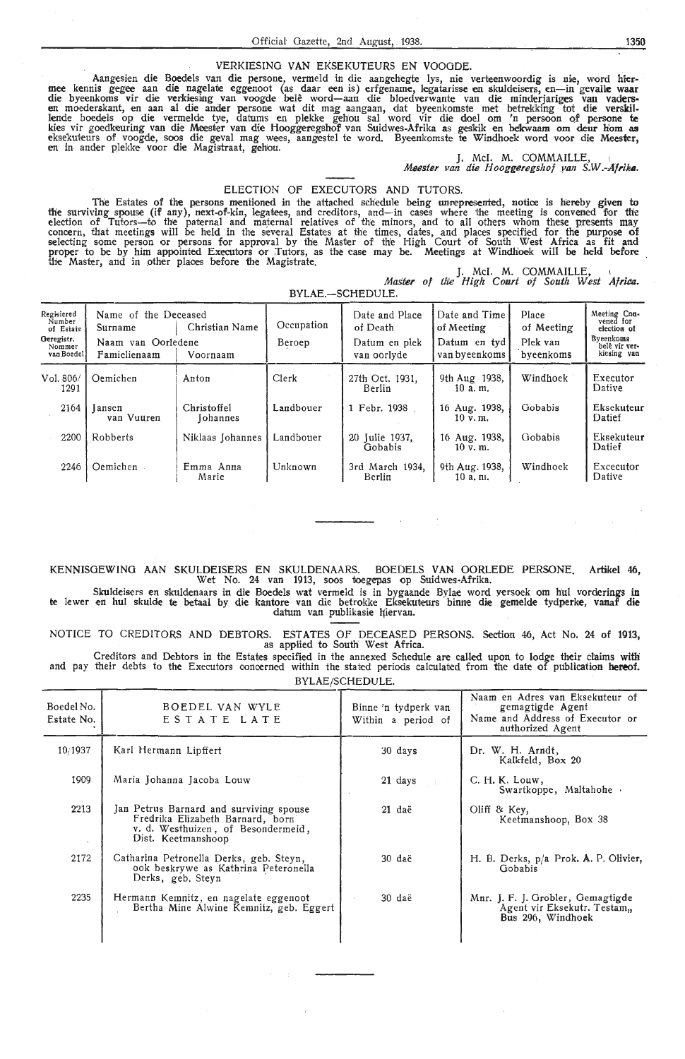## VERKIESING VAN EKSEKUTEURS EN VOOGDE.

Aangesien die Boedels van die persone, vermeld in die aangehegte lys, nie verteenwoordig is nie, word hiermee kennis gegee aan die nagelate eggenoot (as daar een is) erfgename, legatarisse en skuldeisers, en—in gevalle waar die byeenkoms vir die verkiesing van voogde belê word—aan die bloedverwante van die minderjariges van vaders- en moederskant, en aan al die ander persone wat dit mag aangaan, dat byeenkomste met betrekking tot die verskillende boedels op die vermelde tye, datums en plekke gehou sal word vir die doel om 'n persoon of persone te kies vir goedkeuring van die Meester van die Hooggeregshof van Suidwes-Afrika as geskik en bekwaam om deur hom as eksekuteurs of voogde, soos die geval mag wees, aangestel te word. Byeenkomste te Windhoek word voor die Meester, en in ander plekke voor die Magistraat, gehou.

J. McI. M. COMMAILLE,
*Meester van die Hooggeregshof van S.W.-Afrika.*

## ELECTION OF EXECUTORS AND TUTORS.

The Estates of the persons mentioned in the attached schedule being unrepresented, notice is hereby given to the surviving spouse (if any), next-of-kin, legatees, and creditors, and—in cases where the meeting is convened for the election of Tutors—to the paternal and maternal relatives of the minors, and to all others whom these presents may concern, that meetings will be held in the several Estates at the times, dates, and places specified for the purpose of selecting some person or persons for approval by the Master of the High Court of South West Africa as fit and proper to be by him appointed Executors or Tutors, as the case may be. Meetings at Windhoek will be held before the Master, and in other places before the Magistrate.

J. McI. M. COMMAILLE,
*Master of the High Court of South West Africa.*

BYLAE.—SCHEDULE.

| Registered Number of Estate / Geregistr. Nommer van Boedel | Name of the Deceased / Naam van Oorledene — Surname / Familienaam | Christian Name / Voornaam | Occupation / Beroep | Date and Place of Death / Datum en plek van oorlyde | Date and Time of Meeting / Datum en tyd van byeenkoms | Place of Meeting / Plek van byeenkoms | Meeting Convened for election of / Byeenkoms belê vir verkiesing van |
|---|---|---|---|---|---|---|---|
| Vol. 806/1291 | Oemichen | Anton | Clerk | 27th Oct. 1931, Berlin | 9th Aug 1938, 10 a. m. | Windhoek | Executor Dative |
| 2164 | Jansen van Vuuren | Christoffel Johannes | Landbouer | 1 Febr. 1938 | 16 Aug. 1938, 10 v. m. | Gobabis | Eksekuteur Datief |
| 2200 | Robberts | Niklaas Johannes | Landbouer | 20 Julie 1937, Gobabis | 16 Aug. 1938, 10 v. m. | Gobabis | Eksekuteur Datief |
| 2246 | Oemichen | Emma Anna Marie | Unknown | 3rd March 1934, Berlin | 9th Aug. 1938, 10 a. m. | Windhoek | Excecutor Dative |

## KENNISGEWING AAN SKULDEISERS EN SKULDENAARS. BOEDELS VAN OORLEDE PERSONE. Artikel 46, Wet No. 24 van 1913, soos toegepas op Suidwes-Afrika.

Skuldeisers en skuldenaars in die Boedels wat vermeld is in bygaande Bylae word versoek om hul vorderings in te lewer en hul skulde te betaal by die kantore van die betrokke Eksekuteurs binne die gemelde tydperke, vanaf die datum van publikasie hiervan.

## NOTICE TO CREDITORS AND DEBTORS. ESTATES OF DECEASED PERSONS. Section 46, Act No. 24 of 1913, as applied to South West Africa.

Creditors and Debtors in the Estates specified in the annexed Schedule are called upon to lodge their claims with and pay their debts to the Executors concerned within the stated periods calculated from the date of publication hereof.

BYLAE/SCHEDULE.

| Boedel No. / Estate No. | BOEDEL VAN WYLE / ESTATE LATE | Binne 'n tydperk van / Within a period of | Naam en Adres van Eksekuteur of gemagtigde Agent / Name and Address of Executor or authorized Agent |
|---|---|---|---|
| 10/1937 | Karl Hermann Lipffert | 30 days | Dr. W. H. Arndt, Kalkfeld, Box 20 |
| 1909 | Maria Johanna Jacoba Louw | 21 days | C. H. K. Louw, Swartkoppe, Maltahohe |
| 2213 | Jan Petrus Barnard and surviving spouse Fredrika Elizabeth Barnard, born v. d. Westhuizen, of Besondermeid, Dist. Keetmanshoop | 21 daë | Oliff & Key, Keetmanshoop, Box 38 |
| 2172 | Catharina Petronella Derks, geb. Steyn, ook beskrywe as Kathrina Peteronella Derks, geb. Steyn | 30 daë | H. B. Derks, p/a Prok. A. P. Olivier, Gobabis |
| 2235 | Hermann Kemnitz, en nagelate eggenoot Bertha Mine Alwine Kemnitz, geb. Eggert | 30 daë | Mnr. J. F. J. Grobler, Gemagtigde Agent vir Eksekutr. Testam,, Bus 296, Windhoek |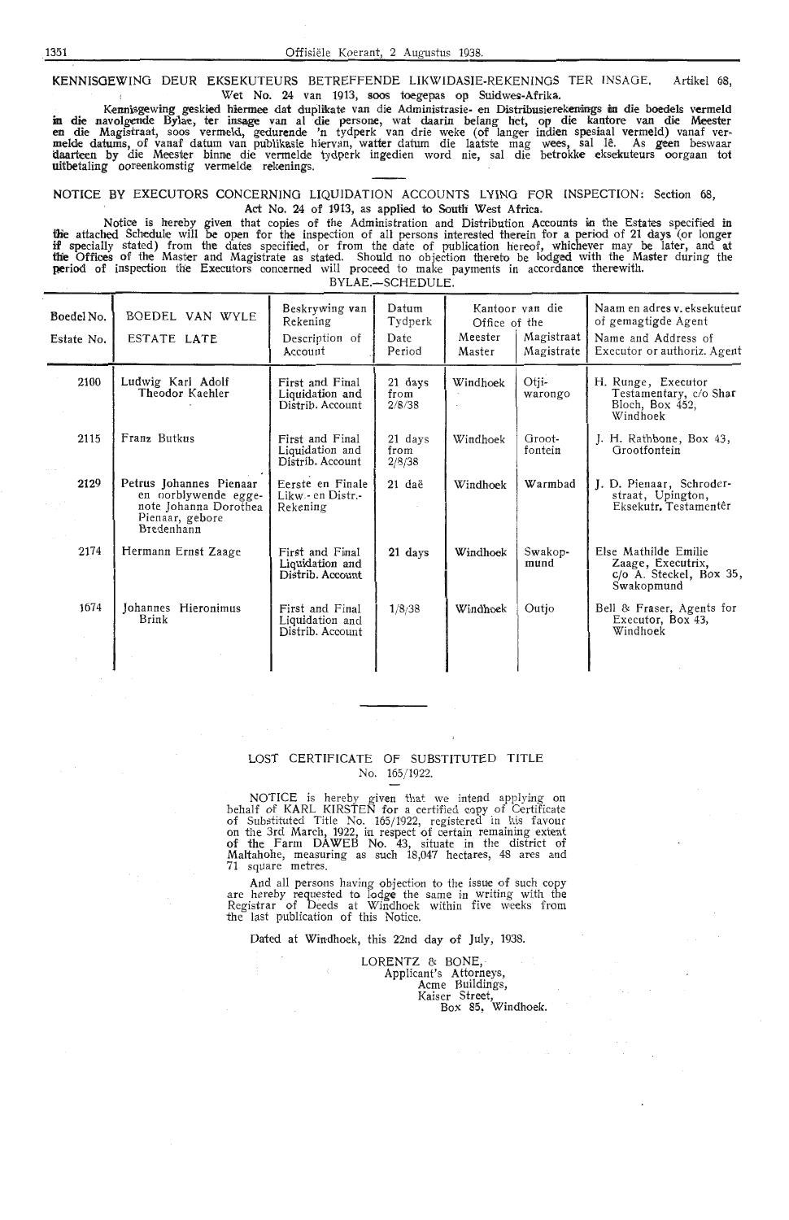KENNISGEWING DEUR EKSEKUTEURS BETREFFENDE LIKWIDASIE-REKENINGS TER INSAGE. Artikel 68, Wet No. 24 van 1913, soos toegepas op Suidwes-Afrika.

Kennisgewing geskied hiermee dat duplikate van die Administrasie- en Distribusierekenings in die boedels vermeld in die navolgende Bylae, ter insage van al die persone, wat daarin belang het, op die kantore van die Meester en die Magistraat, soos vermeld, gedurende 'n tydperk van drie weke (of langer indien spesiaal vermeld) vanaf vermelde datums, of vanaf datum van publikasie hiervan, watter datum die laatste mag wees, sal lê. As geen beswaar daarteen by die Meester binne die vermelde tydperk ingedien word nie, sal die betrokke eksekuteurs oorgaan tot uitbetaling ooreenkomstig vermelde rekenings.

NOTICE BY EXECUTORS CONCERNING LIQUIDATION ACCOUNTS LYING FOR INSPECTION: Section 68, Act No. 24 of 1913, as applied to South West Africa.

Notice is hereby given that copies of the Administration and Distribution Accounts in the Estates specified in the attached Schedule will be open for the inspection of all persons interested therein for a period of 21 days (or longer if specially stated) from the dates specified, or from the date of publication hereof, whichever may be later, and at the Offices of the Master and Magistrate as stated. Should no objection thereto be lodged with the Master during the period of inspection the Executors concerned will proceed to make payments in accordance therewith.

BYLAE.—SCHEDULE.

| Boedel No. Estate No. | BOEDEL VAN WYLE ESTATE LATE | Beskrywing van Rekening Description of Account | Datum Tydperk Date Period | Kantoor van die Office of the Meester Master | Magistraat Magistrate | Naam en adres v. eksekuteur of gemagtigde Agent Name and Address of Executor or authoriz. Agent |
|---|---|---|---|---|---|---|
| 2100 | Ludwig Karl Adolf Theodor Kaehler | First and Final Liquidation and Distrib. Account | 21 days from 2/8/38 | Windhoek | Otjiwarongo | H. Runge, Executor Testamentary, c/o Shar Bloch, Box 452, Windhoek |
| 2115 | Franz Butkus | First and Final Liquidation and Distrib. Account | 21 days from 2/8/38 | Windhoek | Grootfontein | J. H. Rathbone, Box 43, Grootfontein |
| 2129 | Petrus Johannes Pienaar en oorblywende eggenote Johanna Dorothea Pienaar, gebore Bredenhann | Eerste en Finale Likw.- en Distr.-Rekening | 21 daë | Windhoek | Warmbad | J. D. Pienaar, Schroderstraat, Upington, Eksekutr. Testamentêr |
| 2174 | Hermann Ernst Zaage | First and Final Liquidation and Distrib. Account | 21 days | Windhoek | Swakopmund | Else Mathilde Emilie Zaage, Executrix, c/o A. Steckel, Box 35, Swakopmund |
| 1674 | Johannes Hieronimus Brink | First and Final Liquidation and Distrib. Account | 1/8/38 | Windhoek | Outjo | Bell & Fraser, Agents for Executor, Box 43, Windhoek |

LOST CERTIFICATE OF SUBSTITUTED TITLE
No. 165/1922.

NOTICE is hereby given that we intend applying on behalf of KARL KIRSTEN for a certified copy of Certificate of Substituted Title No. 165/1922, registered in his favour on the 3rd March, 1922, in respect of certain remaining extent of the Farm DAWEB No. 43, situate in the district of Maltahohe, measuring as such 18,047 hectares, 48 ares and 71 square metres.

And all persons having objection to the issue of such copy are hereby requested to lodge the same in writing with the Registrar of Deeds at Windhoek within five weeks from the last publication of this Notice.

Dated at Windhoek, this 22nd day of July, 1938.

LORENTZ & BONE,
Applicant's Attorneys,
Acme Buildings,
Kaiser Street,
Box 85, Windhoek.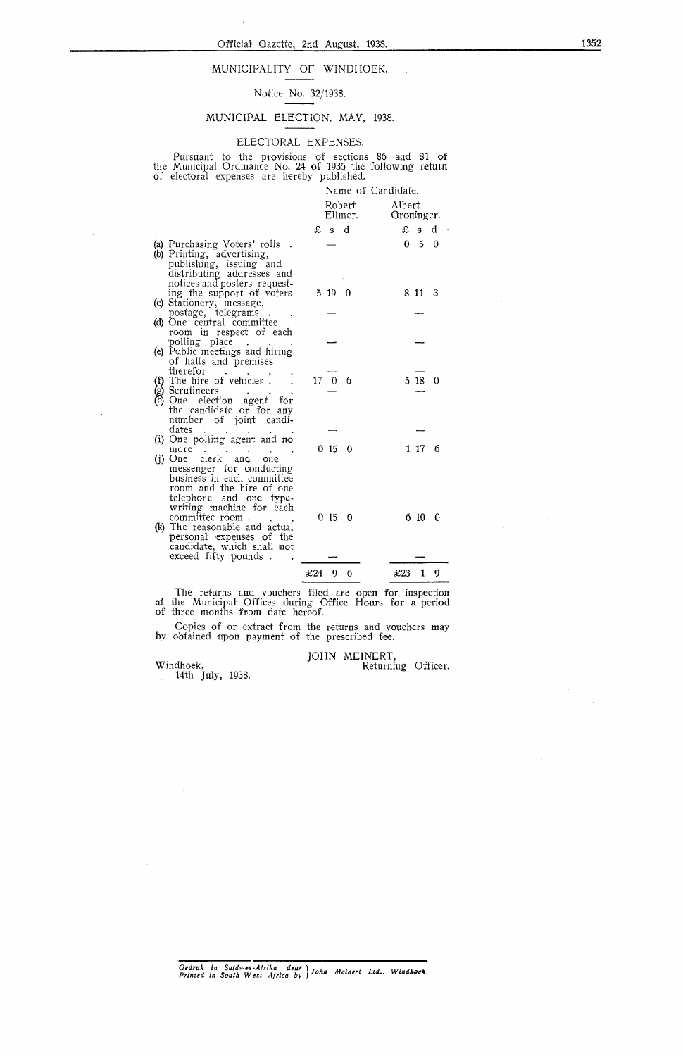MUNICIPALITY OF WINDHOEK.

Notice No. 32/1938.

MUNICIPAL ELECTION, MAY, 1938.

ELECTORAL EXPENSES.

Pursuant to the provisions of sections 86 and 81 of the Municipal Ordinance No. 24 of 1935 the following return of electoral expenses are hereby published.

| | Name of Candidate. | |
|---|---|---|
| | Robert Ellmer. | Albert Groninger. |
| | £ s d | £ s d |
| (a) Purchasing Voters' rolls | — | 0 5 0 |
| (b) Printing, advertising, publishing, issuing and distributing addresses and notices and posters requesting the support of voters | 5 19 0 | 8 11 3 |
| (c) Stationery, message, postage, telegrams | — | — |
| (d) One central committee room in respect of each polling place | — | — |
| (e) Public meetings and hiring of halls and premises therefor | — | — |
| (f) The hire of vehicles | 17 0 6 | 5 18 0 |
| (g) Scrutineers | — | — |
| (h) One election agent for the candidate or for any number of joint candidates | — | — |
| (i) One polling agent and no more | 0 15 0 | 1 17 6 |
| (j) One clerk and one messenger for conducting business in each committee room and the hire of one telephone and one typewriting machine for each committee room | 0 15 0 | 6 10 0 |
| (k) The reasonable and actual personal expenses of the candidate, which shall not exceed fifty pounds | — | — |
| | £24 9 6 | £23 1 9 |

The returns and vouchers filed are open for inspection at the Municipal Offices during Office Hours for a period of three months from date hereof.

Copies of or extract from the returns and vouchers may by obtained upon payment of the prescribed fee.

JOHN MEINERT,
Returning Officer.

Windhoek,
14th July, 1938.

*Gedruk in Suidwes-Afrika deur* / *Printed in South West Africa by* } *John Meinert Ltd., Windhoek.*